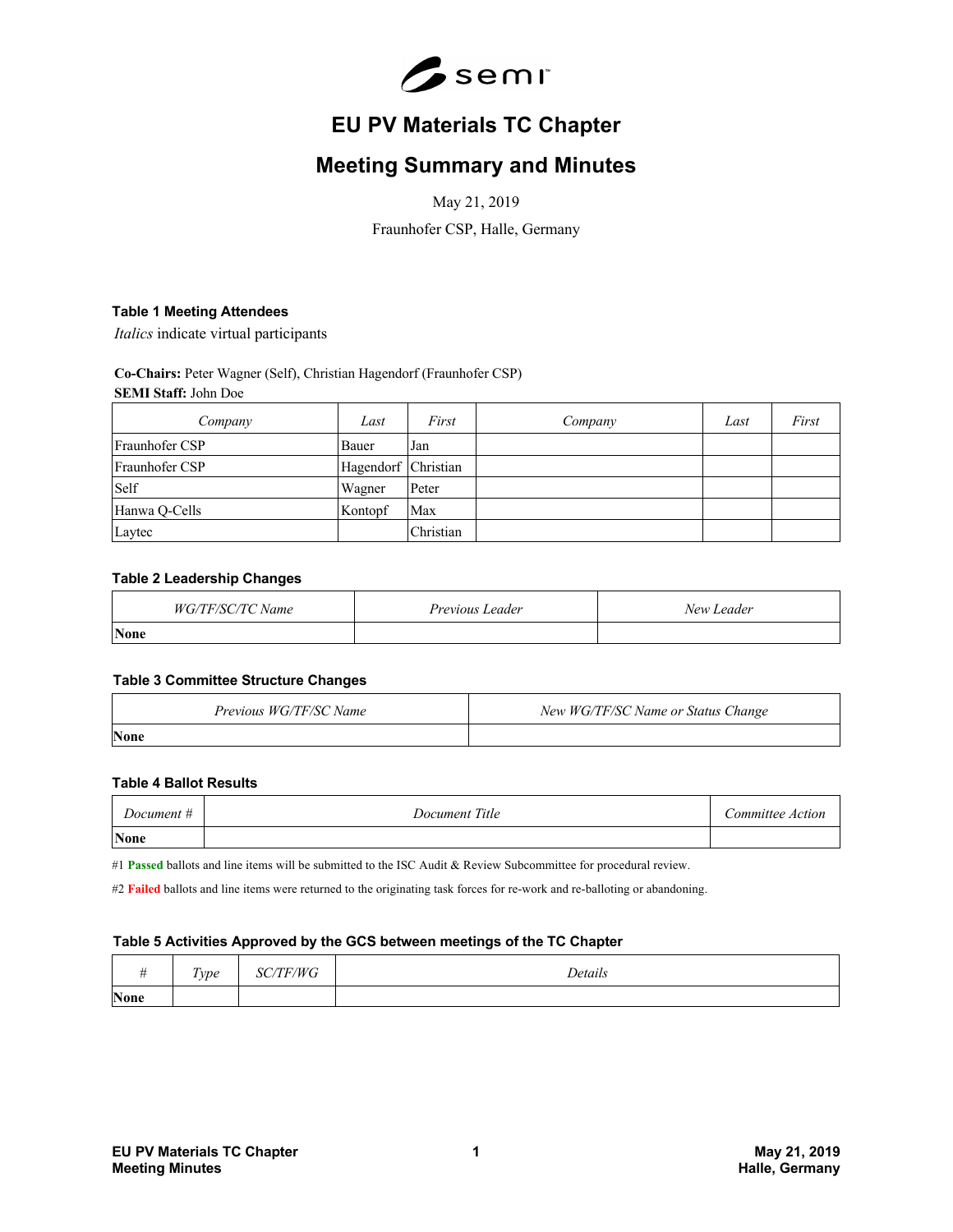# EU PV Materials TC Chapter

# Meeting Summary and Minutes

May 21, 2019

Fraunhofer CSP, Halle, Germany

### Table 1 Meeting Attendees

*Italics* indicate virtual participants

**Co-Chairs:** Peter Wagner (Self), Christian Hagendorf (Fraunhofer CSP)
**SEMI Staff:** John Doe

| *Company* | *Last* | *First* | *Company* | *Last* | *First* |
|---|---|---|---|---|---|
| Fraunhofer CSP | Bauer | Jan | | | |
| Fraunhofer CSP | Hagendorf | Christian | | | |
| Self | Wagner | Peter | | | |
| Hanwa Q-Cells | Kontopf | Max | | | |
| Laytec | | Christian | | | |

### Table 2 Leadership Changes

| *WG/TF/SC/TC Name* | *Previous Leader* | *New Leader* |
|---|---|---|
| **None** | | |

### Table 3 Committee Structure Changes

| *Previous WG/TF/SC Name* | *New WG/TF/SC Name or Status Change* |
|---|---|
| **None** | |

### Table 4 Ballot Results

| *Document #* | *Document Title* | *Committee Action* |
|---|---|---|
| **None** | | |

#1 **Passed** ballots and line items will be submitted to the ISC Audit & Review Subcommittee for procedural review.

#2 **Failed** ballots and line items were returned to the originating task forces for re-work and re-balloting or abandoning.

### Table 5 Activities Approved by the GCS between meetings of the TC Chapter

| *#* | *Type* | *SC/TF/WG* | *Details* |
|---|---|---|---|
| **None** | | | |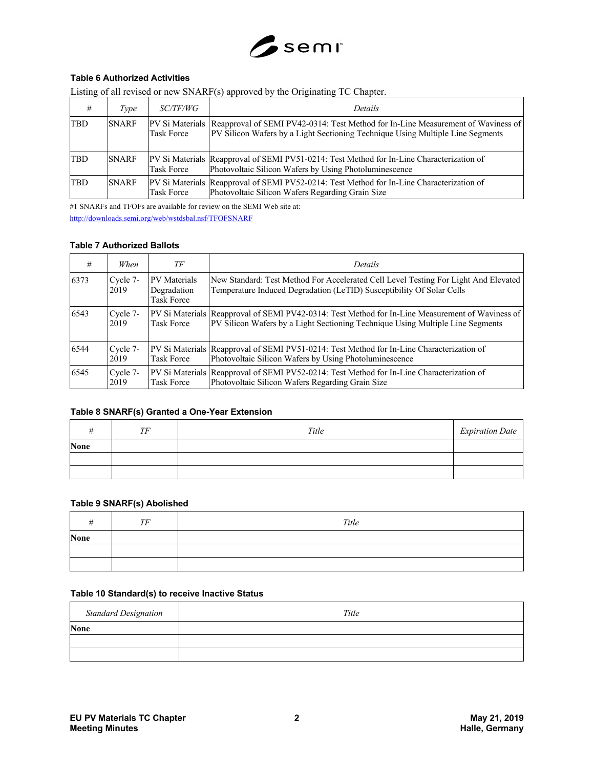### Table 6 Authorized Activities

Listing of all revised or new SNARF(s) approved by the Originating TC Chapter.

| # | Type | SC/TF/WG | Details |
|---|---|---|---|
| TBD | SNARF | PV Si Materials Task Force | Reapproval of SEMI PV42-0314: Test Method for In-Line Measurement of Waviness of PV Silicon Wafers by a Light Sectioning Technique Using Multiple Line Segments |
| TBD | SNARF | PV Si Materials Task Force | Reapproval of SEMI PV51-0214: Test Method for In-Line Characterization of Photovoltaic Silicon Wafers by Using Photoluminescence |
| TBD | SNARF | PV Si Materials Task Force | Reapproval of SEMI PV52-0214: Test Method for In-Line Characterization of Photovoltaic Silicon Wafers Regarding Grain Size |

#1 SNARFs and TFOFs are available for review on the SEMI Web site at:
http://downloads.semi.org/web/wstdsbal.nsf/TFOFSNARF

### Table 7 Authorized Ballots

| # | When | TF | Details |
|---|---|---|---|
| 6373 | Cycle 7-2019 | PV Materials Degradation Task Force | New Standard: Test Method For Accelerated Cell Level Testing For Light And Elevated Temperature Induced Degradation (LeTID) Susceptibility Of Solar Cells |
| 6543 | Cycle 7-2019 | PV Si Materials Task Force | Reapproval of SEMI PV42-0314: Test Method for In-Line Measurement of Waviness of PV Silicon Wafers by a Light Sectioning Technique Using Multiple Line Segments |
| 6544 | Cycle 7-2019 | PV Si Materials Task Force | Reapproval of SEMI PV51-0214: Test Method for In-Line Characterization of Photovoltaic Silicon Wafers by Using Photoluminescence |
| 6545 | Cycle 7-2019 | PV Si Materials Task Force | Reapproval of SEMI PV52-0214: Test Method for In-Line Characterization of Photovoltaic Silicon Wafers Regarding Grain Size |

### Table 8 SNARF(s) Granted a One-Year Extension

| # | TF | Title | Expiration Date |
|---|---|---|---|
| **None** | | | |
| | | | |
| | | | |

### Table 9 SNARF(s) Abolished

| # | TF | Title |
|---|---|---|
| **None** | | |
| | | |
| | | |

### Table 10 Standard(s) to receive Inactive Status

| Standard Designation | Title |
|---|---|
| **None** | |
| | |
| | |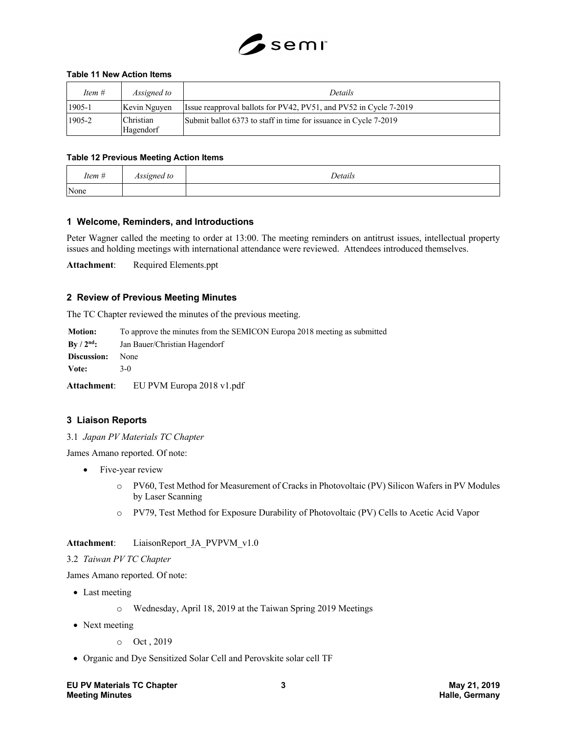**Table 11 New Action Items**

| *Item #* | *Assigned to* | *Details* |
|---|---|---|
| 1905-1 | Kevin Nguyen | Issue reapproval ballots for PV42, PV51, and PV52 in Cycle 7-2019 |
| 1905-2 | Christian Hagendorf | Submit ballot 6373 to staff in time for issuance in Cycle 7-2019 |

**Table 12 Previous Meeting Action Items**

| *Item #* | *Assigned to* | *Details* |
|---|---|---|
| None | | |

## 1 Welcome, Reminders, and Introductions

Peter Wagner called the meeting to order at 13:00. The meeting reminders on antitrust issues, intellectual property issues and holding meetings with international attendance were reviewed. Attendees introduced themselves.

**Attachment**: Required Elements.ppt

## 2 Review of Previous Meeting Minutes

The TC Chapter reviewed the minutes of the previous meeting.

**Motion:** To approve the minutes from the SEMICON Europa 2018 meeting as submitted
**By / 2nd:** Jan Bauer/Christian Hagendorf
**Discussion:** None
**Vote:** 3-0

**Attachment**: EU PVM Europa 2018 v1.pdf

## 3 Liaison Reports

3.1 *Japan PV Materials TC Chapter*

James Amano reported. Of note:

- Five-year review
  - PV60, Test Method for Measurement of Cracks in Photovoltaic (PV) Silicon Wafers in PV Modules by Laser Scanning
  - PV79, Test Method for Exposure Durability of Photovoltaic (PV) Cells to Acetic Acid Vapor

**Attachment**: LiaisonReport_JA_PVPVM_v1.0

3.2 *Taiwan PV TC Chapter*

James Amano reported. Of note:

- Last meeting
  - Wednesday, April 18, 2019 at the Taiwan Spring 2019 Meetings
- Next meeting
  - Oct , 2019
- Organic and Dye Sensitized Solar Cell and Perovskite solar cell TF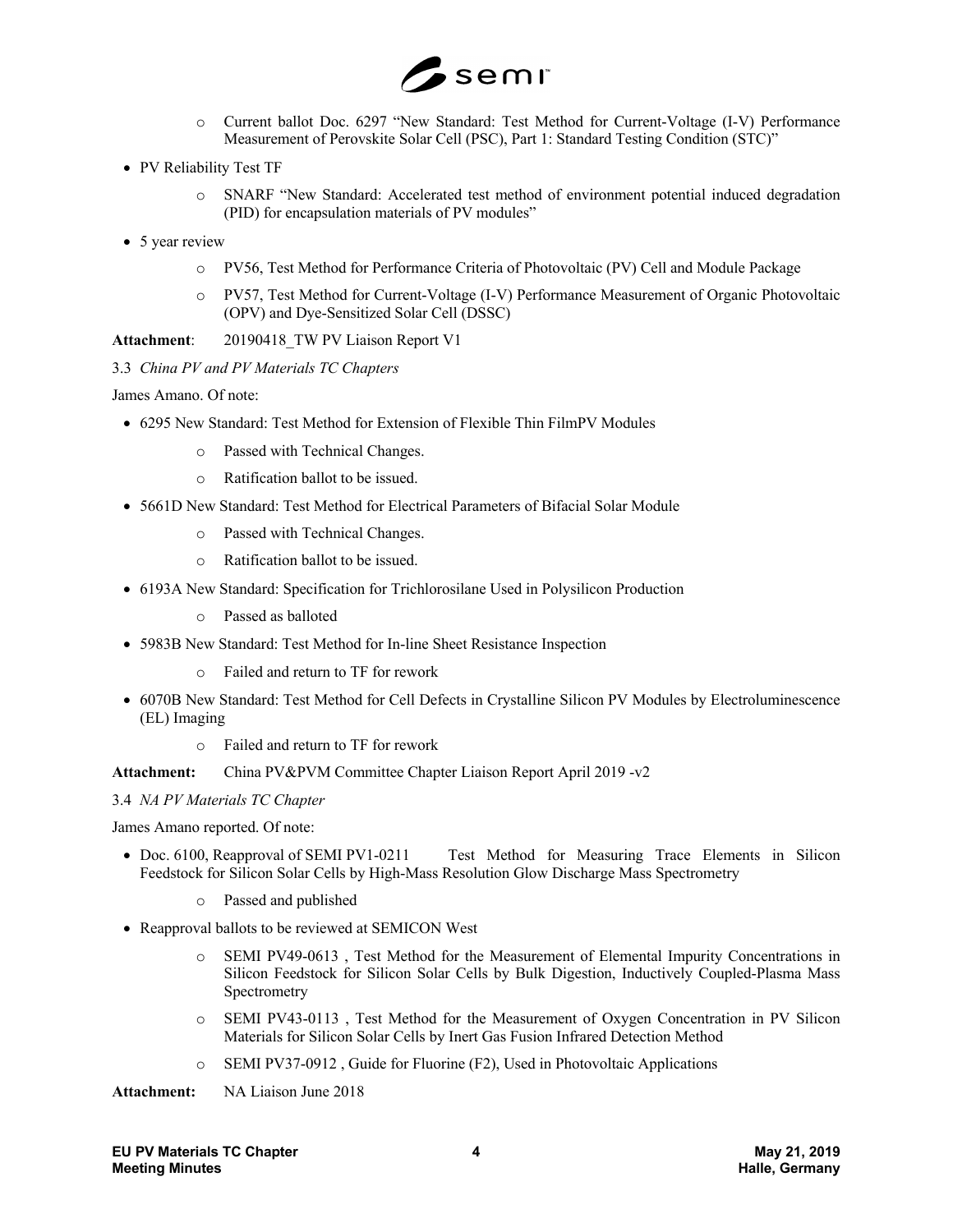- Current ballot Doc. 6297 "New Standard: Test Method for Current-Voltage (I-V) Performance Measurement of Perovskite Solar Cell (PSC), Part 1: Standard Testing Condition (STC)"

- PV Reliability Test TF
  - SNARF "New Standard: Accelerated test method of environment potential induced degradation (PID) for encapsulation materials of PV modules"
- 5 year review
  - PV56, Test Method for Performance Criteria of Photovoltaic (PV) Cell and Module Package
  - PV57, Test Method for Current-Voltage (I-V) Performance Measurement of Organic Photovoltaic (OPV) and Dye-Sensitized Solar Cell (DSSC)

**Attachment**: 20190418_TW PV Liaison Report V1

3.3 *China PV and PV Materials TC Chapters*

James Amano. Of note:

- 6295 New Standard: Test Method for Extension of Flexible Thin FilmPV Modules
  - Passed with Technical Changes.
  - Ratification ballot to be issued.
- 5661D New Standard: Test Method for Electrical Parameters of Bifacial Solar Module
  - Passed with Technical Changes.
  - Ratification ballot to be issued.
- 6193A New Standard: Specification for Trichlorosilane Used in Polysilicon Production
  - Passed as balloted
- 5983B New Standard: Test Method for In-line Sheet Resistance Inspection
  - Failed and return to TF for rework
- 6070B New Standard: Test Method for Cell Defects in Crystalline Silicon PV Modules by Electroluminescence (EL) Imaging
  - Failed and return to TF for rework

**Attachment:** China PV&PVM Committee Chapter Liaison Report April 2019 -v2

3.4 *NA PV Materials TC Chapter*

James Amano reported. Of note:

- Doc. 6100, Reapproval of SEMI PV1-0211 Test Method for Measuring Trace Elements in Silicon Feedstock for Silicon Solar Cells by High-Mass Resolution Glow Discharge Mass Spectrometry
  - Passed and published
- Reapproval ballots to be reviewed at SEMICON West
  - SEMI PV49-0613 , Test Method for the Measurement of Elemental Impurity Concentrations in Silicon Feedstock for Silicon Solar Cells by Bulk Digestion, Inductively Coupled-Plasma Mass Spectrometry
  - SEMI PV43-0113 , Test Method for the Measurement of Oxygen Concentration in PV Silicon Materials for Silicon Solar Cells by Inert Gas Fusion Infrared Detection Method
  - SEMI PV37-0912 , Guide for Fluorine ($F_2$), Used in Photovoltaic Applications

**Attachment:** NA Liaison June 2018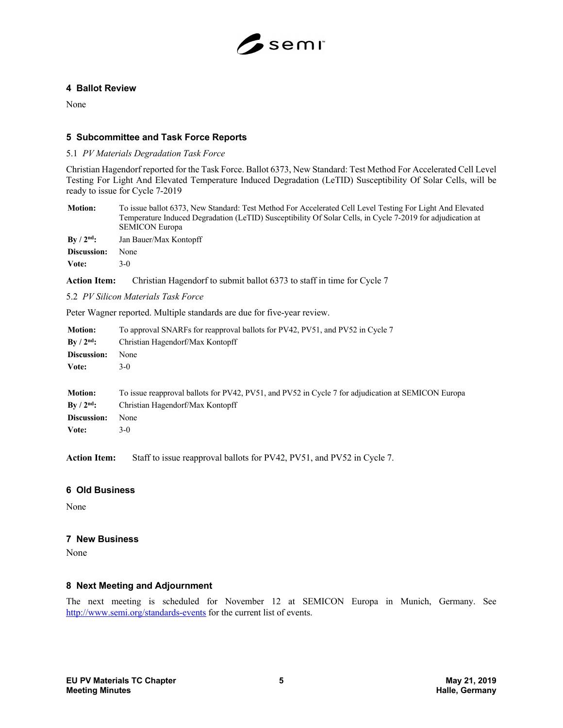## 4 Ballot Review

None

## 5 Subcommittee and Task Force Reports

### 5.1 *PV Materials Degradation Task Force*

Christian Hagendorf reported for the Task Force. Ballot 6373, New Standard: Test Method For Accelerated Cell Level Testing For Light And Elevated Temperature Induced Degradation (LeTID) Susceptibility Of Solar Cells, will be ready to issue for Cycle 7-2019

| | |
|---|---|
| **Motion:** | To issue ballot 6373, New Standard: Test Method For Accelerated Cell Level Testing For Light And Elevated Temperature Induced Degradation (LeTID) Susceptibility Of Solar Cells, in Cycle 7-2019 for adjudication at SEMICON Europa |
| **By / 2nd:** | Jan Bauer/Max Kontopff |
| **Discussion:** | None |
| **Vote:** | 3-0 |

**Action Item:** Christian Hagendorf to submit ballot 6373 to staff in time for Cycle 7

### 5.2 *PV Silicon Materials Task Force*

Peter Wagner reported. Multiple standards are due for five-year review.

| | |
|---|---|
| **Motion:** | To approval SNARFs for reapproval ballots for PV42, PV51, and PV52 in Cycle 7 |
| **By / 2nd:** | Christian Hagendorf/Max Kontopff |
| **Discussion:** | None |
| **Vote:** | 3-0 |

| | |
|---|---|
| **Motion:** | To issue reapproval ballots for PV42, PV51, and PV52 in Cycle 7 for adjudication at SEMICON Europa |
| **By / 2nd:** | Christian Hagendorf/Max Kontopff |
| **Discussion:** | None |
| **Vote:** | 3-0 |

**Action Item:** Staff to issue reapproval ballots for PV42, PV51, and PV52 in Cycle 7.

## 6 Old Business

None

## 7 New Business

None

## 8 Next Meeting and Adjournment

The next meeting is scheduled for November 12 at SEMICON Europa in Munich, Germany. See http://www.semi.org/standards-events for the current list of events.